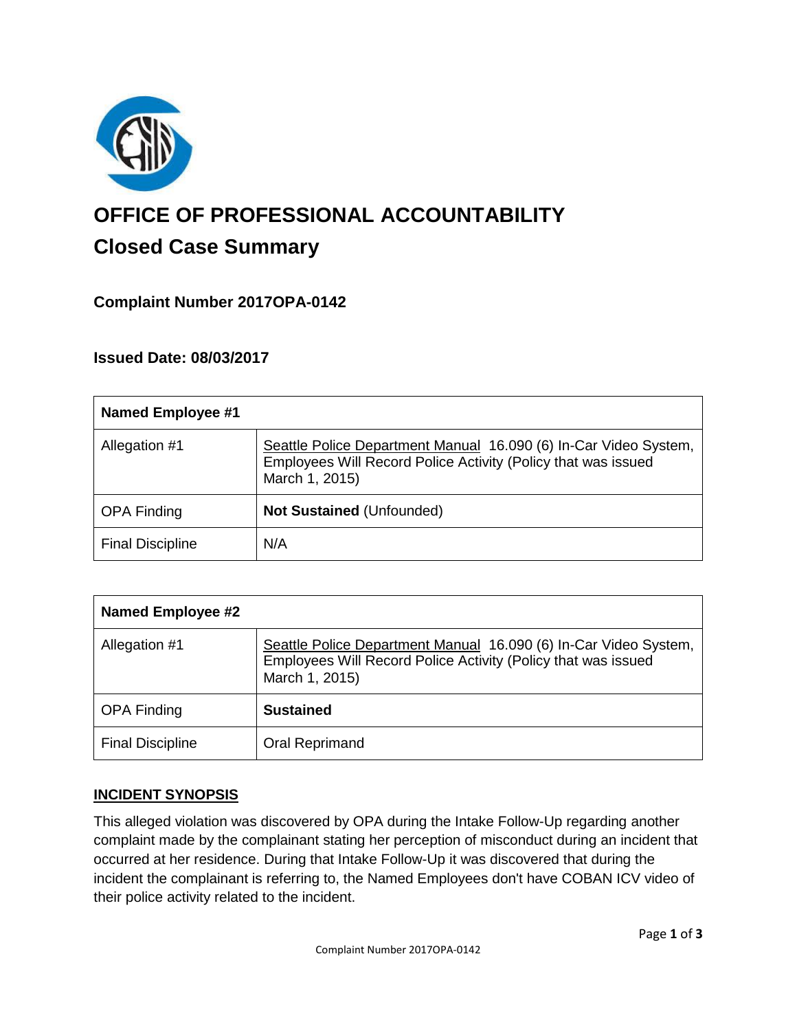# OFFICE OF PROFESSIONAL ACCOUNTABILITY

## Closed Case Summary

### Complaint Number 2017OPA-0142

### Issued Date: 08/03/2017

| Named Employee #1 | |
|---|---|
| Allegation #1 | Seattle Police Department Manual 16.090 (6) In-Car Video System, Employees Will Record Police Activity (Policy that was issued March 1, 2015) |
| OPA Finding | **Not Sustained** (Unfounded) |
| Final Discipline | N/A |

| Named Employee #2 | |
|---|---|
| Allegation #1 | Seattle Police Department Manual 16.090 (6) In-Car Video System, Employees Will Record Police Activity (Policy that was issued March 1, 2015) |
| OPA Finding | **Sustained** |
| Final Discipline | Oral Reprimand |

### INCIDENT SYNOPSIS

This alleged violation was discovered by OPA during the Intake Follow-Up regarding another complaint made by the complainant stating her perception of misconduct during an incident that occurred at her residence. During that Intake Follow-Up it was discovered that during the incident the complainant is referring to, the Named Employees don't have COBAN ICV video of their police activity related to the incident.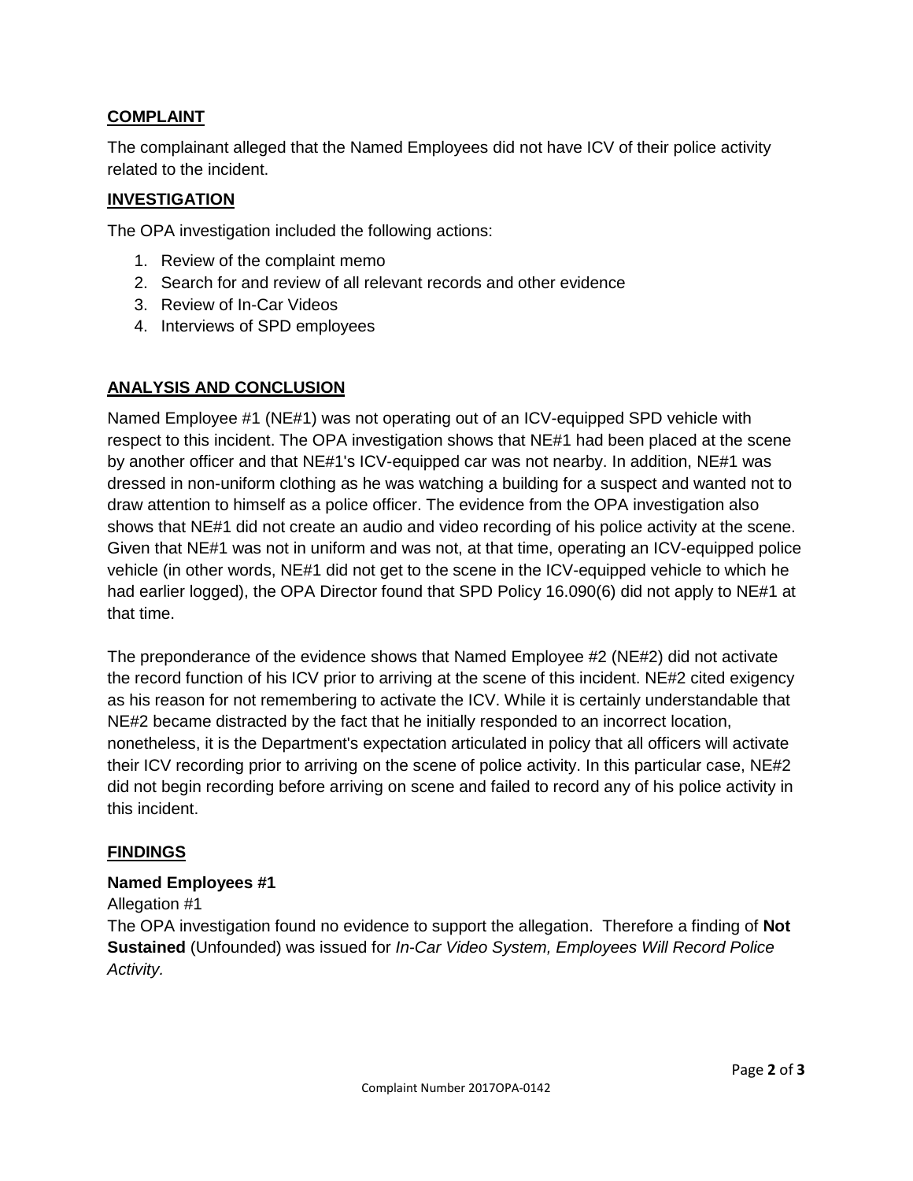## COMPLAINT

The complainant alleged that the Named Employees did not have ICV of their police activity related to the incident.

## INVESTIGATION

The OPA investigation included the following actions:

1. Review of the complaint memo
2. Search for and review of all relevant records and other evidence
3. Review of In-Car Videos
4. Interviews of SPD employees

## ANALYSIS AND CONCLUSION

Named Employee #1 (NE#1) was not operating out of an ICV-equipped SPD vehicle with respect to this incident. The OPA investigation shows that NE#1 had been placed at the scene by another officer and that NE#1's ICV-equipped car was not nearby. In addition, NE#1 was dressed in non-uniform clothing as he was watching a building for a suspect and wanted not to draw attention to himself as a police officer. The evidence from the OPA investigation also shows that NE#1 did not create an audio and video recording of his police activity at the scene. Given that NE#1 was not in uniform and was not, at that time, operating an ICV-equipped police vehicle (in other words, NE#1 did not get to the scene in the ICV-equipped vehicle to which he had earlier logged), the OPA Director found that SPD Policy 16.090(6) did not apply to NE#1 at that time.

The preponderance of the evidence shows that Named Employee #2 (NE#2) did not activate the record function of his ICV prior to arriving at the scene of this incident. NE#2 cited exigency as his reason for not remembering to activate the ICV. While it is certainly understandable that NE#2 became distracted by the fact that he initially responded to an incorrect location, nonetheless, it is the Department's expectation articulated in policy that all officers will activate their ICV recording prior to arriving on the scene of police activity. In this particular case, NE#2 did not begin recording before arriving on scene and failed to record any of his police activity in this incident.

## FINDINGS

### Named Employees #1

Allegation #1

The OPA investigation found no evidence to support the allegation. Therefore a finding of **Not Sustained** (Unfounded) was issued for *In-Car Video System, Employees Will Record Police Activity.*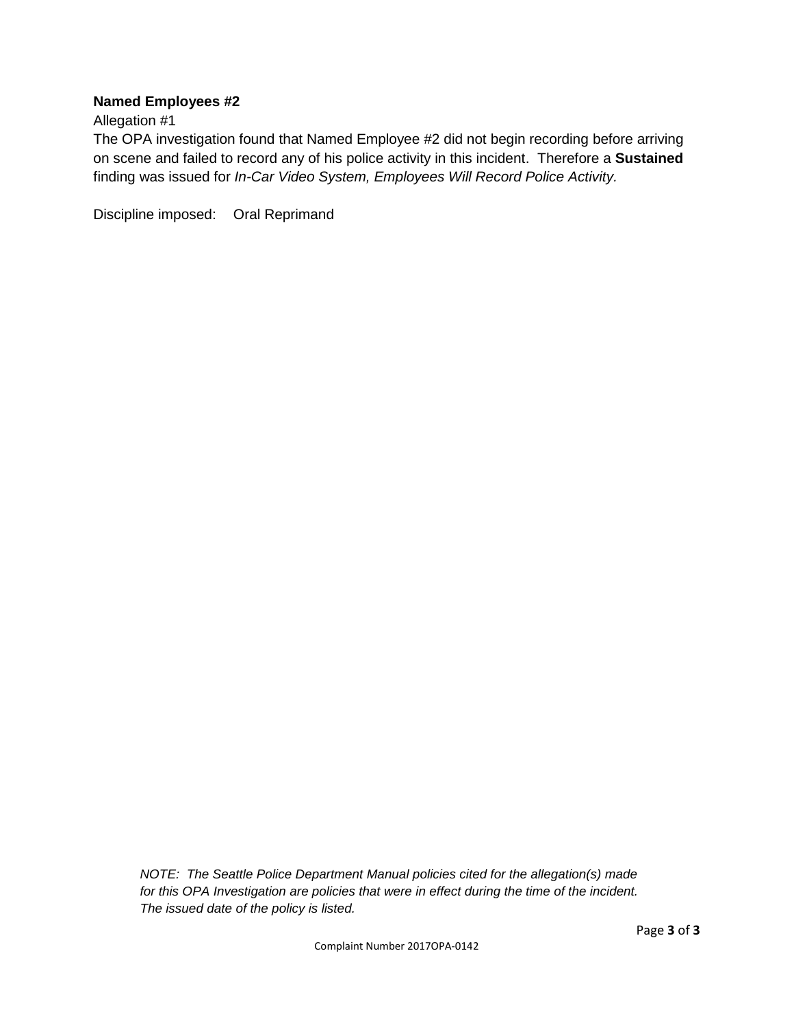**Named Employees #2**

Allegation #1

The OPA investigation found that Named Employee #2 did not begin recording before arriving on scene and failed to record any of his police activity in this incident. Therefore a **Sustained** finding was issued for *In-Car Video System, Employees Will Record Police Activity.*

Discipline imposed: Oral Reprimand

*NOTE: The Seattle Police Department Manual policies cited for the allegation(s) made for this OPA Investigation are policies that were in effect during the time of the incident. The issued date of the policy is listed.*

Complaint Number 2017OPA-0142